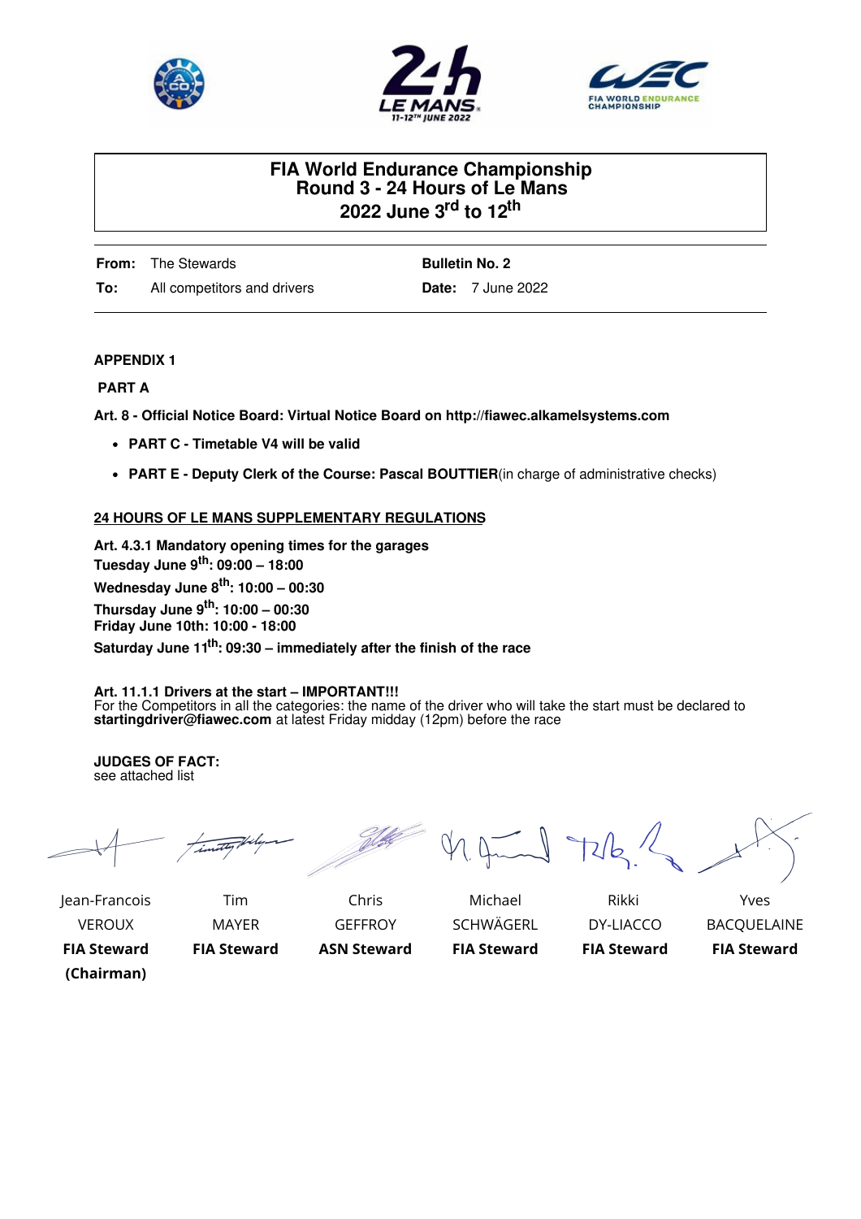# FIA World Endurance Championship
## Round 3 - 24 Hours of Le Mans
## 2022 June 3rd to 12th

| | | | |
|---|---|---|---|
| **From:** | The Stewards | **Bulletin No. 2** | |
| **To:** | All competitors and drivers | **Date:** | 7 June 2022 |

**APPENDIX 1**

**PART A**

**Art. 8 - Official Notice Board: Virtual Notice Board on http://fiawec.alkamelsystems.com**

- **PART C - Timetable V4 will be valid**
- **PART E - Deputy Clerk of the Course: Pascal BOUTTIER**(in charge of administrative checks)

**24 HOURS OF LE MANS SUPPLEMENTARY REGULATIONS**

**Art. 4.3.1 Mandatory opening times for the garages**
**Tuesday June 9th: 09:00 – 18:00**
**Wednesday June 8th: 10:00 – 00:30**
**Thursday June 9th: 10:00 – 00:30**
**Friday June 10th: 10:00 - 18:00**
**Saturday June 11th: 09:30 – immediately after the finish of the race**

**Art. 11.1.1 Drivers at the start – IMPORTANT!!!**
For the Competitors in all the categories: the name of the driver who will take the start must be declared to **startingdriver@fiawec.com** at latest Friday midday (12pm) before the race

**JUDGES OF FACT:**
see attached list

| Jean-Francois VEROUX | Tim MAYER | Chris GEFFROY | Michael SCHWÄGERL | Rikki DY-LIACCO | Yves BACQUELAINE |
|---|---|---|---|---|---|
| **FIA Steward (Chairman)** | **FIA Steward** | **ASN Steward** | **FIA Steward** | **FIA Steward** | **FIA Steward** |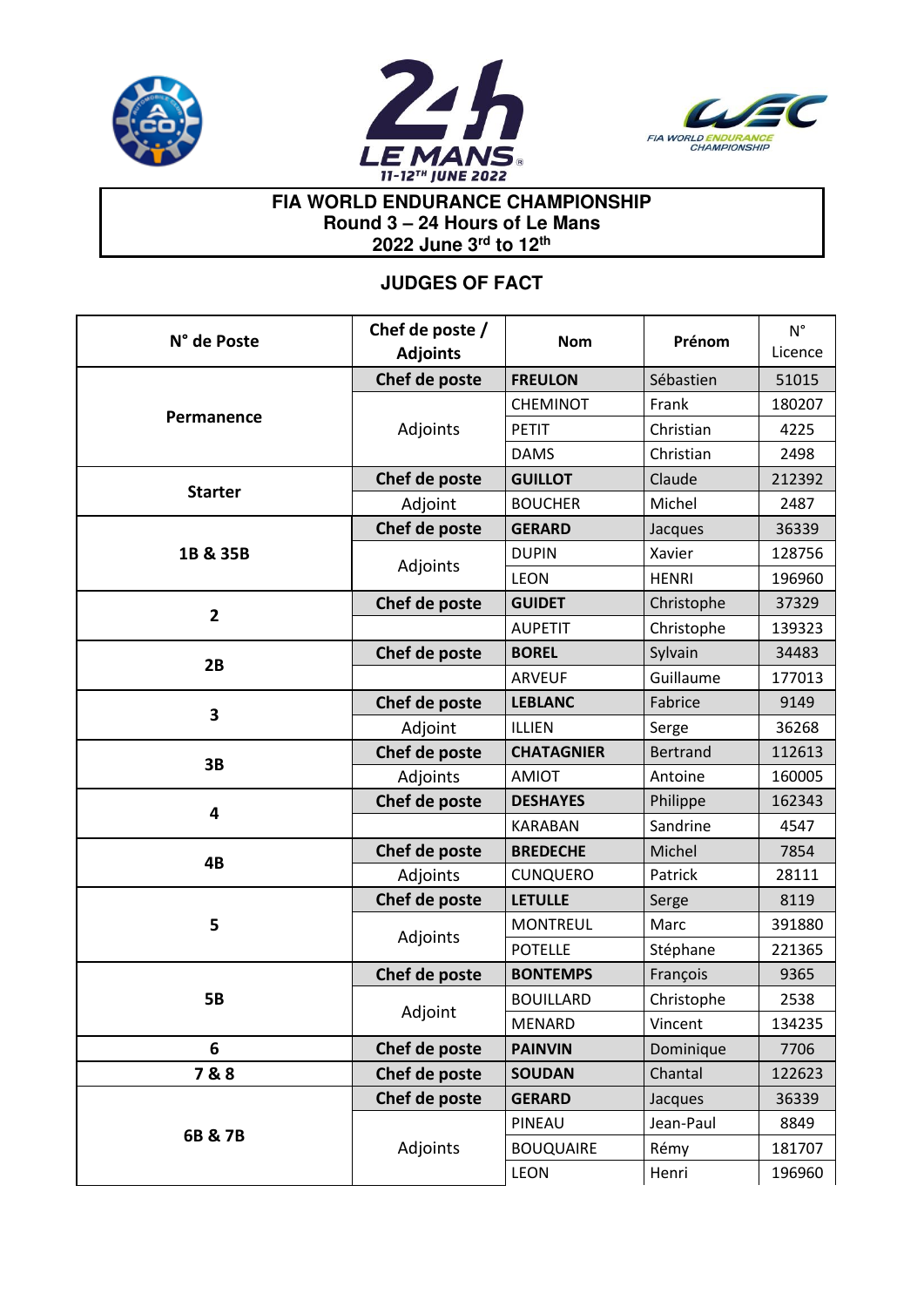**FIA WORLD ENDURANCE CHAMPIONSHIP**
**Round 3 – 24 Hours of Le Mans**
**2022 June 3rd to 12th**

## JUDGES OF FACT

| N° de Poste | Chef de poste / Adjoints | Nom | Prénom | N° Licence |
|---|---|---|---|---|
| **Permanence** | **Chef de poste** | **FREULON** | Sébastien | 51015 |
| | Adjoints | CHEMINOT | Frank | 180207 |
| | | PETIT | Christian | 4225 |
| | | DAMS | Christian | 2498 |
| **Starter** | **Chef de poste** | **GUILLOT** | Claude | 212392 |
| | Adjoint | BOUCHER | Michel | 2487 |
| **1B & 35B** | **Chef de poste** | **GERARD** | Jacques | 36339 |
| | Adjoints | DUPIN | Xavier | 128756 |
| | | LEON | HENRI | 196960 |
| **2** | **Chef de poste** | **GUIDET** | Christophe | 37329 |
| | | AUPETIT | Christophe | 139323 |
| **2B** | **Chef de poste** | **BOREL** | Sylvain | 34483 |
| | | ARVEUF | Guillaume | 177013 |
| **3** | **Chef de poste** | **LEBLANC** | Fabrice | 9149 |
| | Adjoint | ILLIEN | Serge | 36268 |
| **3B** | **Chef de poste** | **CHATAGNIER** | Bertrand | 112613 |
| | Adjoints | AMIOT | Antoine | 160005 |
| **4** | **Chef de poste** | **DESHAYES** | Philippe | 162343 |
| | | KARABAN | Sandrine | 4547 |
| **4B** | **Chef de poste** | **BREDECHE** | Michel | 7854 |
| | Adjoints | CUNQUERO | Patrick | 28111 |
| **5** | **Chef de poste** | **LETULLE** | Serge | 8119 |
| | Adjoints | MONTREUL | Marc | 391880 |
| | | POTELLE | Stéphane | 221365 |
| **5B** | **Chef de poste** | **BONTEMPS** | François | 9365 |
| | Adjoint | BOUILLARD | Christophe | 2538 |
| | | MENARD | Vincent | 134235 |
| **6** | **Chef de poste** | **PAINVIN** | Dominique | 7706 |
| **7 & 8** | **Chef de poste** | **SOUDAN** | Chantal | 122623 |
| **6B & 7B** | **Chef de poste** | **GERARD** | Jacques | 36339 |
| | Adjoints | PINEAU | Jean-Paul | 8849 |
| | | BOUQUAIRE | Rémy | 181707 |
| | | LEON | Henri | 196960 |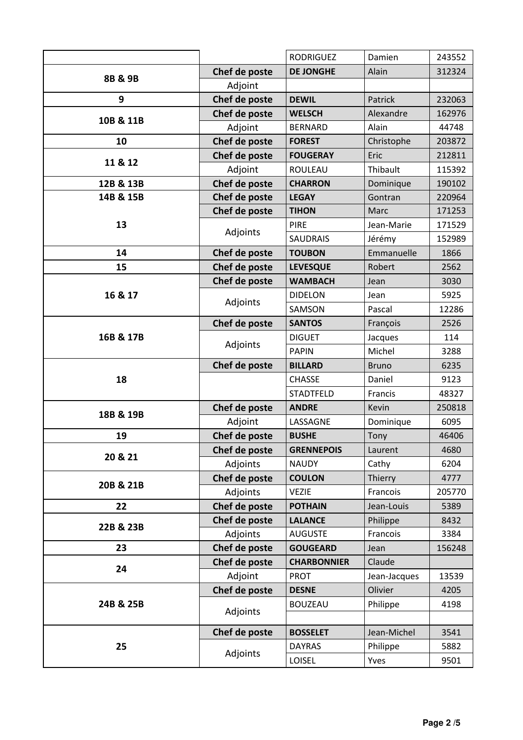| | | | | |
|---|---|---|---|---|
| | | RODRIGUEZ | Damien | 243552 |
| **8B & 9B** | **Chef de poste** | **DE JONGHE** | Alain | 312324 |
| | Adjoint | | | |
| **9** | **Chef de poste** | **DEWIL** | Patrick | 232063 |
| **10B & 11B** | **Chef de poste** | **WELSCH** | Alexandre | 162976 |
| | Adjoint | BERNARD | Alain | 44748 |
| **10** | **Chef de poste** | **FOREST** | Christophe | 203872 |
| **11 & 12** | **Chef de poste** | **FOUGERAY** | Eric | 212811 |
| | Adjoint | ROULEAU | Thibault | 115392 |
| **12B & 13B** | **Chef de poste** | **CHARRON** | Dominique | 190102 |
| **14B & 15B** | **Chef de poste** | **LEGAY** | Gontran | 220964 |
| **13** | **Chef de poste** | **TIHON** | Marc | 171253 |
| | Adjoints | PIRE | Jean-Marie | 171529 |
| | | SAUDRAIS | Jérémy | 152989 |
| **14** | **Chef de poste** | **TOUBON** | Emmanuelle | 1866 |
| **15** | **Chef de poste** | **LEVESQUE** | Robert | 2562 |
| **16 & 17** | **Chef de poste** | **WAMBACH** | Jean | 3030 |
| | Adjoints | DIDELON | Jean | 5925 |
| | | SAMSON | Pascal | 12286 |
| **16B & 17B** | **Chef de poste** | **SANTOS** | François | 2526 |
| | Adjoints | DIGUET | Jacques | 114 |
| | | PAPIN | Michel | 3288 |
| **18** | **Chef de poste** | **BILLARD** | Bruno | 6235 |
| | | CHASSE | Daniel | 9123 |
| | | STADTFELD | Francis | 48327 |
| **18B & 19B** | **Chef de poste** | **ANDRE** | Kevin | 250818 |
| | Adjoint | LASSAGNE | Dominique | 6095 |
| **19** | **Chef de poste** | **BUSHE** | Tony | 46406 |
| **20 & 21** | **Chef de poste** | **GRENNEPOIS** | Laurent | 4680 |
| | Adjoints | NAUDY | Cathy | 6204 |
| **20B & 21B** | **Chef de poste** | **COULON** | Thierry | 4777 |
| | Adjoints | VEZIE | Francois | 205770 |
| **22** | **Chef de poste** | **POTHAIN** | Jean-Louis | 5389 |
| **22B & 23B** | **Chef de poste** | **LALANCE** | Philippe | 8432 |
| | Adjoints | AUGUSTE | Francois | 3384 |
| **23** | **Chef de poste** | **GOUGEARD** | Jean | 156248 |
| **24** | **Chef de poste** | **CHARBONNIER** | Claude | |
| | Adjoint | PROT | Jean-Jacques | 13539 |
| **24B & 25B** | **Chef de poste** | **DESNE** | Olivier | 4205 |
| | Adjoints | BOUZEAU | Philippe | 4198 |
| | | | | |
| **25** | **Chef de poste** | **BOSSELET** | Jean-Michel | 3541 |
| | Adjoints | DAYRAS | Philippe | 5882 |
| | | LOISEL | Yves | 9501 |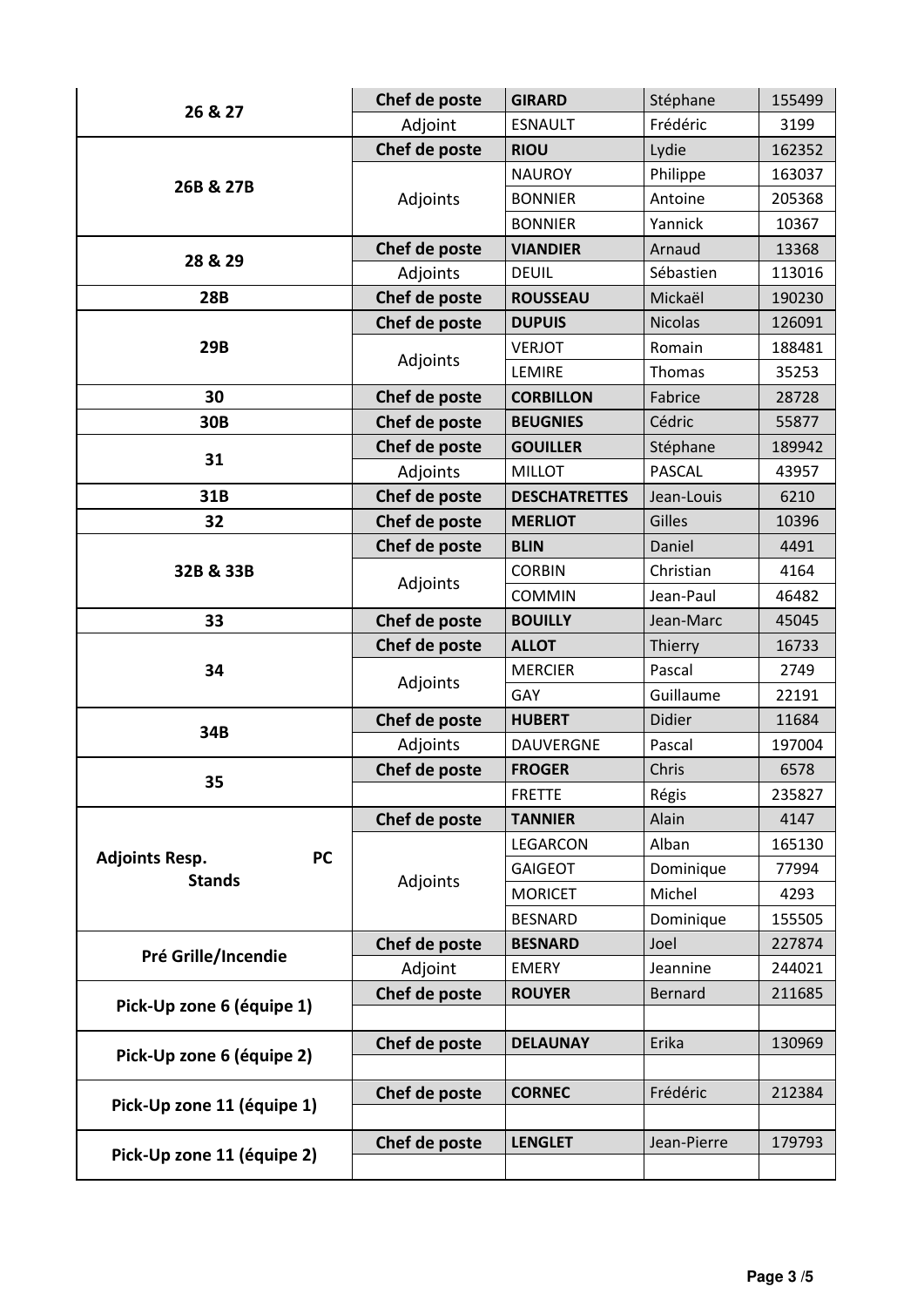| 26 & 27 | **Chef de poste** | **GIRARD** | Stéphane | 155499 |
|---|---|---|---|---|
| | Adjoint | ESNAULT | Frédéric | 3199 |
| **26B & 27B** | **Chef de poste** | **RIOU** | Lydie | 162352 |
| | Adjoints | NAUROY | Philippe | 163037 |
| | | BONNIER | Antoine | 205368 |
| | | BONNIER | Yannick | 10367 |
| **28 & 29** | **Chef de poste** | **VIANDIER** | Arnaud | 13368 |
| | Adjoints | DEUIL | Sébastien | 113016 |
| **28B** | **Chef de poste** | **ROUSSEAU** | Mickaël | 190230 |
| **29B** | **Chef de poste** | **DUPUIS** | Nicolas | 126091 |
| | Adjoints | VERJOT | Romain | 188481 |
| | | LEMIRE | Thomas | 35253 |
| **30** | **Chef de poste** | **CORBILLON** | Fabrice | 28728 |
| **30B** | **Chef de poste** | **BEUGNIES** | Cédric | 55877 |
| **31** | **Chef de poste** | **GOUILLER** | Stéphane | 189942 |
| | Adjoints | MILLOT | PASCAL | 43957 |
| **31B** | **Chef de poste** | **DESCHATRETTES** | Jean-Louis | 6210 |
| **32** | **Chef de poste** | **MERLIOT** | Gilles | 10396 |
| **32B & 33B** | **Chef de poste** | **BLIN** | Daniel | 4491 |
| | Adjoints | CORBIN | Christian | 4164 |
| | | COMMIN | Jean-Paul | 46482 |
| **33** | **Chef de poste** | **BOUILLY** | Jean-Marc | 45045 |
| **34** | **Chef de poste** | **ALLOT** | Thierry | 16733 |
| | Adjoints | MERCIER | Pascal | 2749 |
| | | GAY | Guillaume | 22191 |
| **34B** | **Chef de poste** | **HUBERT** | Didier | 11684 |
| | Adjoints | DAUVERGNE | Pascal | 197004 |
| **35** | **Chef de poste** | **FROGER** | Chris | 6578 |
| | | FRETTE | Régis | 235827 |
| **Adjoints Resp. PC Stands** | **Chef de poste** | **TANNIER** | Alain | 4147 |
| | Adjoints | LEGARCON | Alban | 165130 |
| | | GAIGEOT | Dominique | 77994 |
| | | MORICET | Michel | 4293 |
| | | BESNARD | Dominique | 155505 |
| **Pré Grille/Incendie** | **Chef de poste** | **BESNARD** | Joel | 227874 |
| | Adjoint | EMERY | Jeannine | 244021 |
| **Pick-Up zone 6 (équipe 1)** | **Chef de poste** | **ROUYER** | Bernard | 211685 |
| | | | | |
| **Pick-Up zone 6 (équipe 2)** | **Chef de poste** | **DELAUNAY** | Erika | 130969 |
| | | | | |
| **Pick-Up zone 11 (équipe 1)** | **Chef de poste** | **CORNEC** | Frédéric | 212384 |
| | | | | |
| **Pick-Up zone 11 (équipe 2)** | **Chef de poste** | **LENGLET** | Jean-Pierre | 179793 |
| | | | | |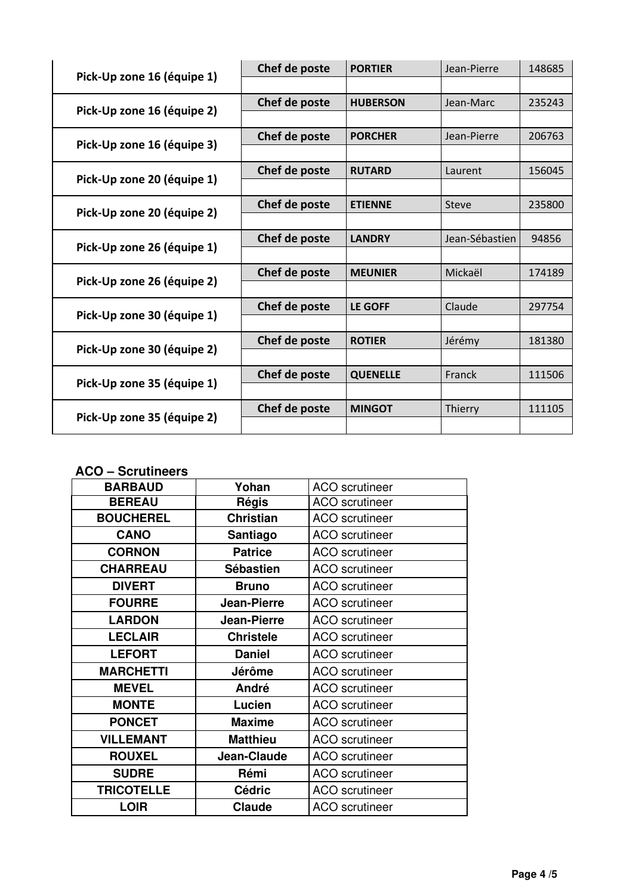| | | | | |
|---|---|---|---|---|
| Pick-Up zone 16 (équipe 1) | Chef de poste | PORTIER | Jean-Pierre | 148685 |
| | | | | |
| Pick-Up zone 16 (équipe 2) | Chef de poste | HUBERSON | Jean-Marc | 235243 |
| | | | | |
| Pick-Up zone 16 (équipe 3) | Chef de poste | PORCHER | Jean-Pierre | 206763 |
| | | | | |
| Pick-Up zone 20 (équipe 1) | Chef de poste | RUTARD | Laurent | 156045 |
| | | | | |
| Pick-Up zone 20 (équipe 2) | Chef de poste | ETIENNE | Steve | 235800 |
| | | | | |
| Pick-Up zone 26 (équipe 1) | Chef de poste | LANDRY | Jean-Sébastien | 94856 |
| | | | | |
| Pick-Up zone 26 (équipe 2) | Chef de poste | MEUNIER | Mickaël | 174189 |
| | | | | |
| Pick-Up zone 30 (équipe 1) | Chef de poste | LE GOFF | Claude | 297754 |
| | | | | |
| Pick-Up zone 30 (équipe 2) | Chef de poste | ROTIER | Jérémy | 181380 |
| | | | | |
| Pick-Up zone 35 (équipe 1) | Chef de poste | QUENELLE | Franck | 111506 |
| | | | | |
| Pick-Up zone 35 (équipe 2) | Chef de poste | MINGOT | Thierry | 111105 |
| | | | | |

**ACO – Scrutineers**

| | | |
|---|---|---|
| **BARBAUD** | **Yohan** | ACO scrutineer |
| **BEREAU** | **Régis** | ACO scrutineer |
| **BOUCHEREL** | **Christian** | ACO scrutineer |
| **CANO** | **Santiago** | ACO scrutineer |
| **CORNON** | **Patrice** | ACO scrutineer |
| **CHARREAU** | **Sébastien** | ACO scrutineer |
| **DIVERT** | **Bruno** | ACO scrutineer |
| **FOURRE** | **Jean-Pierre** | ACO scrutineer |
| **LARDON** | **Jean-Pierre** | ACO scrutineer |
| **LECLAIR** | **Christele** | ACO scrutineer |
| **LEFORT** | **Daniel** | ACO scrutineer |
| **MARCHETTI** | **Jérôme** | ACO scrutineer |
| **MEVEL** | **André** | ACO scrutineer |
| **MONTE** | **Lucien** | ACO scrutineer |
| **PONCET** | **Maxime** | ACO scrutineer |
| **VILLEMANT** | **Matthieu** | ACO scrutineer |
| **ROUXEL** | **Jean-Claude** | ACO scrutineer |
| **SUDRE** | **Rémi** | ACO scrutineer |
| **TRICOTELLE** | **Cédric** | ACO scrutineer |
| **LOIR** | **Claude** | ACO scrutineer |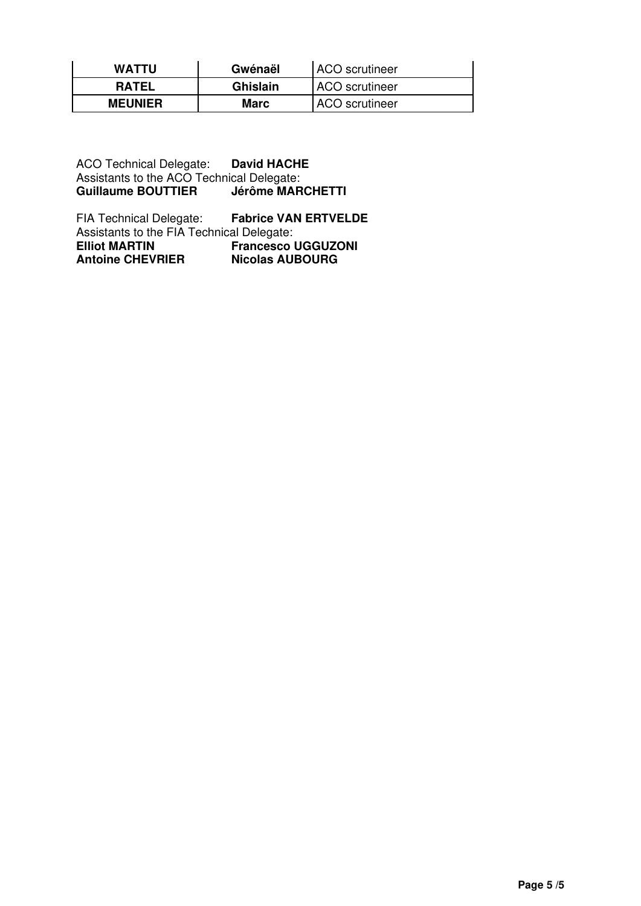| | | |
|---|---|---|
| **WATTU** | **Gwénaël** | ACO scrutineer |
| **RATEL** | **Ghislain** | ACO scrutineer |
| **MEUNIER** | **Marc** | ACO scrutineer |

ACO Technical Delegate: **David HACHE**
Assistants to the ACO Technical Delegate:
**Guillaume BOUTTIER** **Jérôme MARCHETTI**

FIA Technical Delegate: **Fabrice VAN ERTVELDE**
Assistants to the FIA Technical Delegate:
**Elliot MARTIN** **Francesco UGGUZONI**
**Antoine CHEVRIER** **Nicolas AUBOURG**